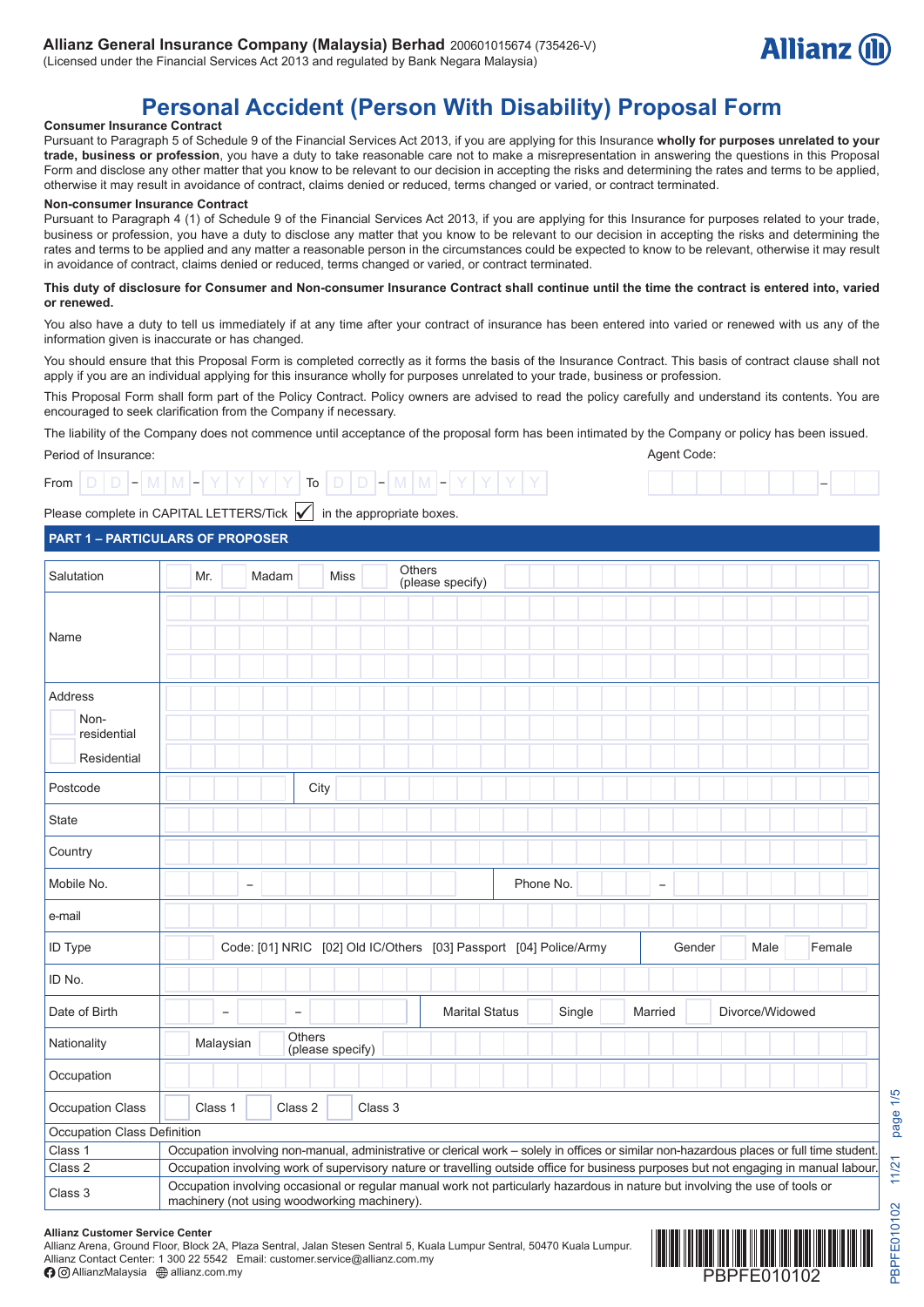**Allianz General Insurance Company (Malaysia) Berhad** 200601015674 (735426-V)
(Licensed under the Financial Services Act 2013 and regulated by Bank Negara Malaysia)

Allianz

# Personal Accident (Person With Disability) Proposal Form

**Consumer Insurance Contract**

Pursuant to Paragraph 5 of Schedule 9 of the Financial Services Act 2013, if you are applying for this Insurance **wholly for purposes unrelated to your trade, business or profession**, you have a duty to take reasonable care not to make a misrepresentation in answering the questions in this Proposal Form and disclose any other matter that you know to be relevant to our decision in accepting the risks and determining the rates and terms to be applied, otherwise it may result in avoidance of contract, claims denied or reduced, terms changed or varied, or contract terminated.

**Non-consumer Insurance Contract**

Pursuant to Paragraph 4 (1) of Schedule 9 of the Financial Services Act 2013, if you are applying for this Insurance for purposes related to your trade, business or profession, you have a duty to disclose any matter that you know to be relevant to our decision in accepting the risks and determining the rates and terms to be applied and any matter a reasonable person in the circumstances could be expected to know to be relevant, otherwise it may result in avoidance of contract, claims denied or reduced, terms changed or varied, or contract terminated.

**This duty of disclosure for Consumer and Non-consumer Insurance Contract shall continue until the time the contract is entered into, varied or renewed.**

You also have a duty to tell us immediately if at any time after your contract of insurance has been entered into varied or renewed with us any of the information given is inaccurate or has changed.

You should ensure that this Proposal Form is completed correctly as it forms the basis of the Insurance Contract. This basis of contract clause shall not apply if you are an individual applying for this insurance wholly for purposes unrelated to your trade, business or profession.

This Proposal Form shall form part of the Policy Contract. Policy owners are advised to read the policy carefully and understand its contents. You are encouraged to seek clarification from the Company if necessary.

The liability of the Company does not commence until acceptance of the proposal form has been intimated by the Company or policy has been issued.

Period of Insurance: From D D – M M – Y Y Y Y To D D – M M – Y Y Y Y

Agent Code: ______ – ___

Please complete in CAPITAL LETTERS/Tick ☑ in the appropriate boxes.

## PART 1 – PARTICULARS OF PROPOSER

| | |
|---|---|
| Salutation | ☐ Mr. ☐ Madam ☐ Miss ☐ Others (please specify) |
| Name | |
| Address ☐ Non-residential ☐ Residential | |
| Postcode | City |
| State | |
| Country | |
| Mobile No. | – Phone No. – |
| e-mail | |
| ID Type | ☐ Code: [01] NRIC [02] Old IC/Others [03] Passport [04] Police/Army Gender ☐ Male ☐ Female |
| ID No. | |
| Date of Birth | – – Marital Status ☐ Single ☐ Married ☐ Divorce/Widowed |
| Nationality | ☐ Malaysian ☐ Others (please specify) |
| Occupation | |
| Occupation Class | ☐ Class 1 ☐ Class 2 ☐ Class 3 |

| Occupation Class Definition | |
|---|---|
| Class 1 | Occupation involving non-manual, administrative or clerical work – solely in offices or similar non-hazardous places or full time student. |
| Class 2 | Occupation involving work of supervisory nature or travelling outside office for business purposes but not engaging in manual labour. |
| Class 3 | Occupation involving occasional or regular manual work not particularly hazardous in nature but involving the use of tools or machinery (not using woodworking machinery). |

**Allianz Customer Service Center**
Allianz Arena, Ground Floor, Block 2A, Plaza Sentral, Jalan Stesen Sentral 5, Kuala Lumpur Sentral, 50470 Kuala Lumpur.
Allianz Contact Center: 1 300 22 5542 Email: customer.service@allianz.com.my
AllianzMalaysia allianz.com.my

PBPFE010102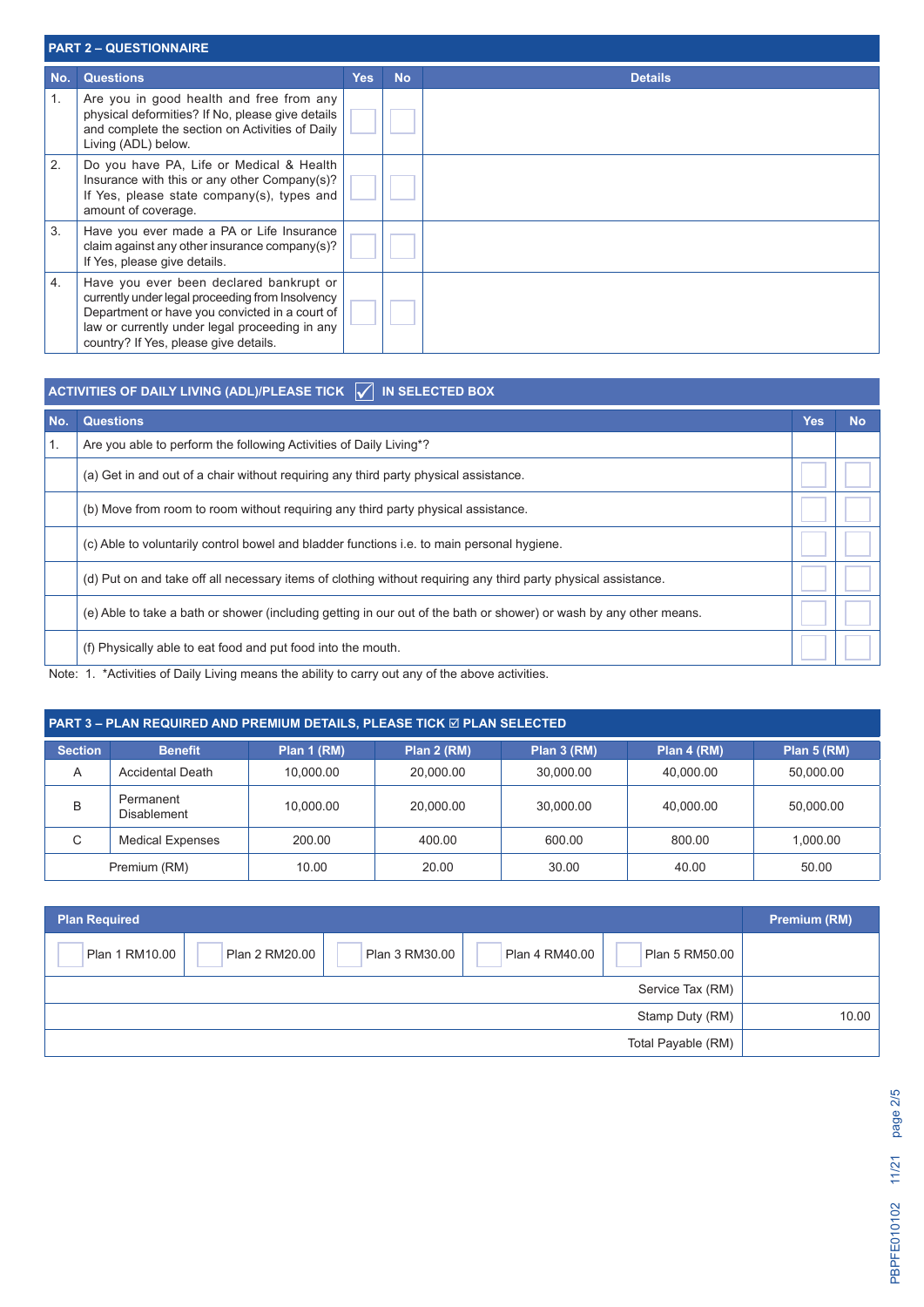## PART 2 – QUESTIONNAIRE

| No. | Questions | Yes | No | Details |
|---|---|---|---|---|
| 1. | Are you in good health and free from any physical deformities? If No, please give details and complete the section on Activities of Daily Living (ADL) below. | ☐ | ☐ | |
| 2. | Do you have PA, Life or Medical & Health Insurance with this or any other Company(s)? If Yes, please state company(s), types and amount of coverage. | ☐ | ☐ | |
| 3. | Have you ever made a PA or Life Insurance claim against any other insurance company(s)? If Yes, please give details. | ☐ | ☐ | |
| 4. | Have you ever been declared bankrupt or currently under legal proceeding from Insolvency Department or have you convicted in a court of law or currently under legal proceeding in any country? If Yes, please give details. | ☐ | ☐ | |

## ACTIVITIES OF DAILY LIVING (ADL)/PLEASE TICK ☑ IN SELECTED BOX

| No. | Questions | Yes | No |
|---|---|---|---|
| 1. | Are you able to perform the following Activities of Daily Living*? | | |
| | (a) Get in and out of a chair without requiring any third party physical assistance. | ☐ | ☐ |
| | (b) Move from room to room without requiring any third party physical assistance. | ☐ | ☐ |
| | (c) Able to voluntarily control bowel and bladder functions i.e. to main personal hygiene. | ☐ | ☐ |
| | (d) Put on and take off all necessary items of clothing without requiring any third party physical assistance. | ☐ | ☐ |
| | (e) Able to take a bath or shower (including getting in our out of the bath or shower) or wash by any other means. | ☐ | ☐ |
| | (f) Physically able to eat food and put food into the mouth. | ☐ | ☐ |

Note: 1. *Activities of Daily Living means the ability to carry out any of the above activities.

## PART 3 – PLAN REQUIRED AND PREMIUM DETAILS, PLEASE TICK ☑ PLAN SELECTED

| Section | Benefit | Plan 1 (RM) | Plan 2 (RM) | Plan 3 (RM) | Plan 4 (RM) | Plan 5 (RM) |
|---|---|---|---|---|---|---|
| A | Accidental Death | 10,000.00 | 20,000.00 | 30,000.00 | 40,000.00 | 50,000.00 |
| B | Permanent Disablement | 10,000.00 | 20,000.00 | 30,000.00 | 40,000.00 | 50,000.00 |
| C | Medical Expenses | 200.00 | 400.00 | 600.00 | 800.00 | 1,000.00 |
| Premium (RM) | | 10.00 | 20.00 | 30.00 | 40.00 | 50.00 |

| Plan Required | | | | | Premium (RM) |
|---|---|---|---|---|---|
| ☐ Plan 1 RM10.00 | ☐ Plan 2 RM20.00 | ☐ Plan 3 RM30.00 | ☐ Plan 4 RM40.00 | ☐ Plan 5 RM50.00 | |
| | | | | Service Tax (RM) | |
| | | | | Stamp Duty (RM) | 10.00 |
| | | | | Total Payable (RM) | |

PBPFE010102 11/21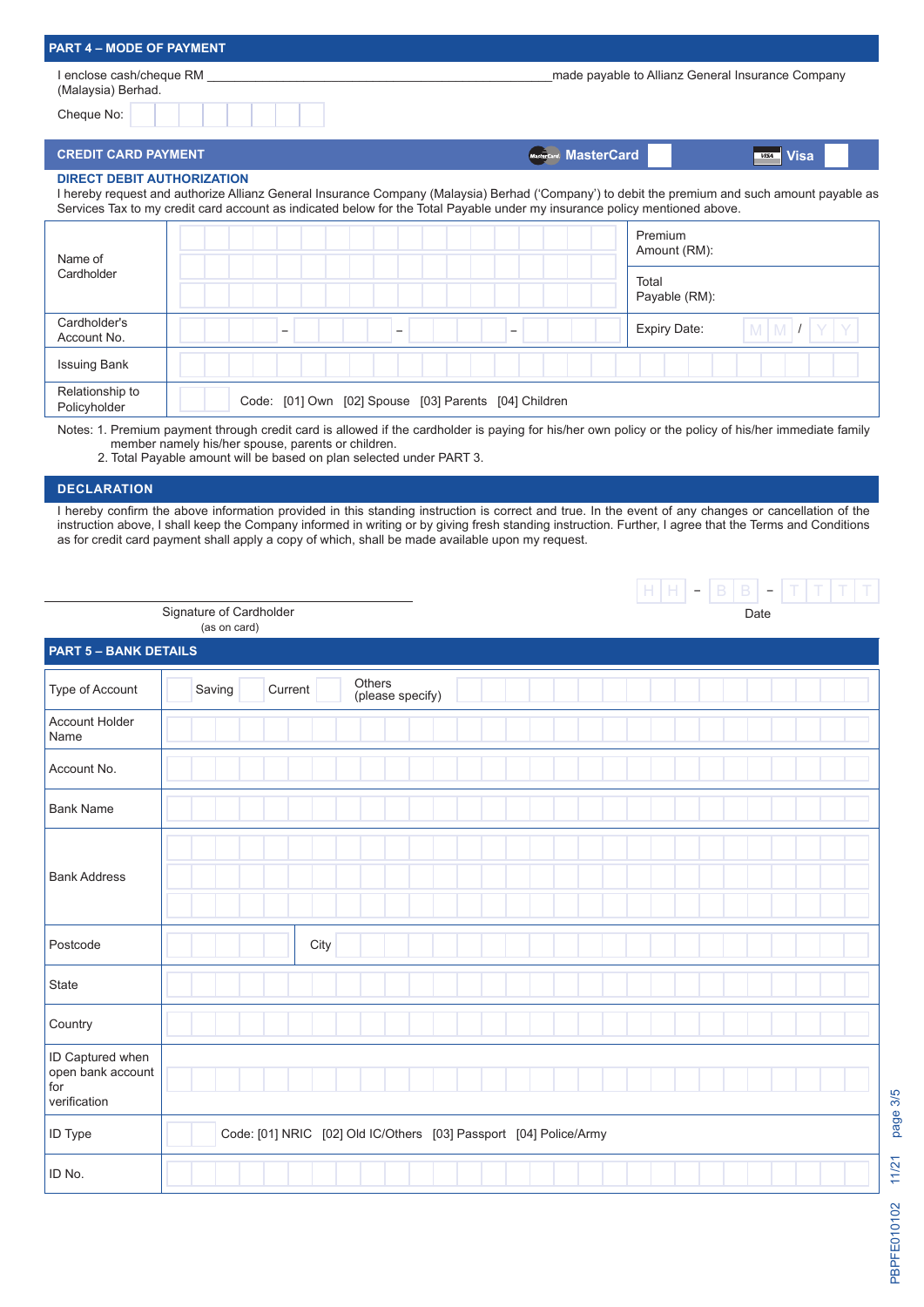## PART 4 – MODE OF PAYMENT

I enclose cash/cheque RM ______________________________ made payable to Allianz General Insurance Company (Malaysia) Berhad.

Cheque No:

### CREDIT CARD PAYMENT

MasterCard ☐ Visa ☐

**DIRECT DEBIT AUTHORIZATION**

I hereby request and authorize Allianz General Insurance Company (Malaysia) Berhad ('Company') to debit the premium and such amount payable as Services Tax to my credit card account as indicated below for the Total Payable under my insurance policy mentioned above.

| | | |
|---|---|---|
| Name of Cardholder | | Premium Amount (RM): |
| | | Total Payable (RM): |
| Cardholder's Account No. | – – – | Expiry Date: M M / Y Y |
| Issuing Bank | | |
| Relationship to Policyholder | Code: [01] Own [02] Spouse [03] Parents [04] Children | |

Notes: 1. Premium payment through credit card is allowed if the cardholder is paying for his/her own policy or the policy of his/her immediate family member namely his/her spouse, parents or children.
2. Total Payable amount will be based on plan selected under PART 3.

### DECLARATION

I hereby confirm the above information provided in this standing instruction is correct and true. In the event of any changes or cancellation of the instruction above, I shall keep the Company informed in writing or by giving fresh standing instruction. Further, I agree that the Terms and Conditions as for credit card payment shall apply a copy of which, shall be made available upon my request.

______________________________
Signature of Cardholder
(as on card)

H H – B B – T T T T
Date

## PART 5 – BANK DETAILS

| | |
|---|---|
| Type of Account | ☐ Saving ☐ Current ☐ Others (please specify) |
| Account Holder Name | |
| Account No. | |
| Bank Name | |
| Bank Address | |
| Postcode | City |
| State | |
| Country | |
| ID Captured when open bank account for verification | |
| ID Type | Code: [01] NRIC [02] Old IC/Others [03] Passport [04] Police/Army |
| ID No. | |

PBPFE010102 11/21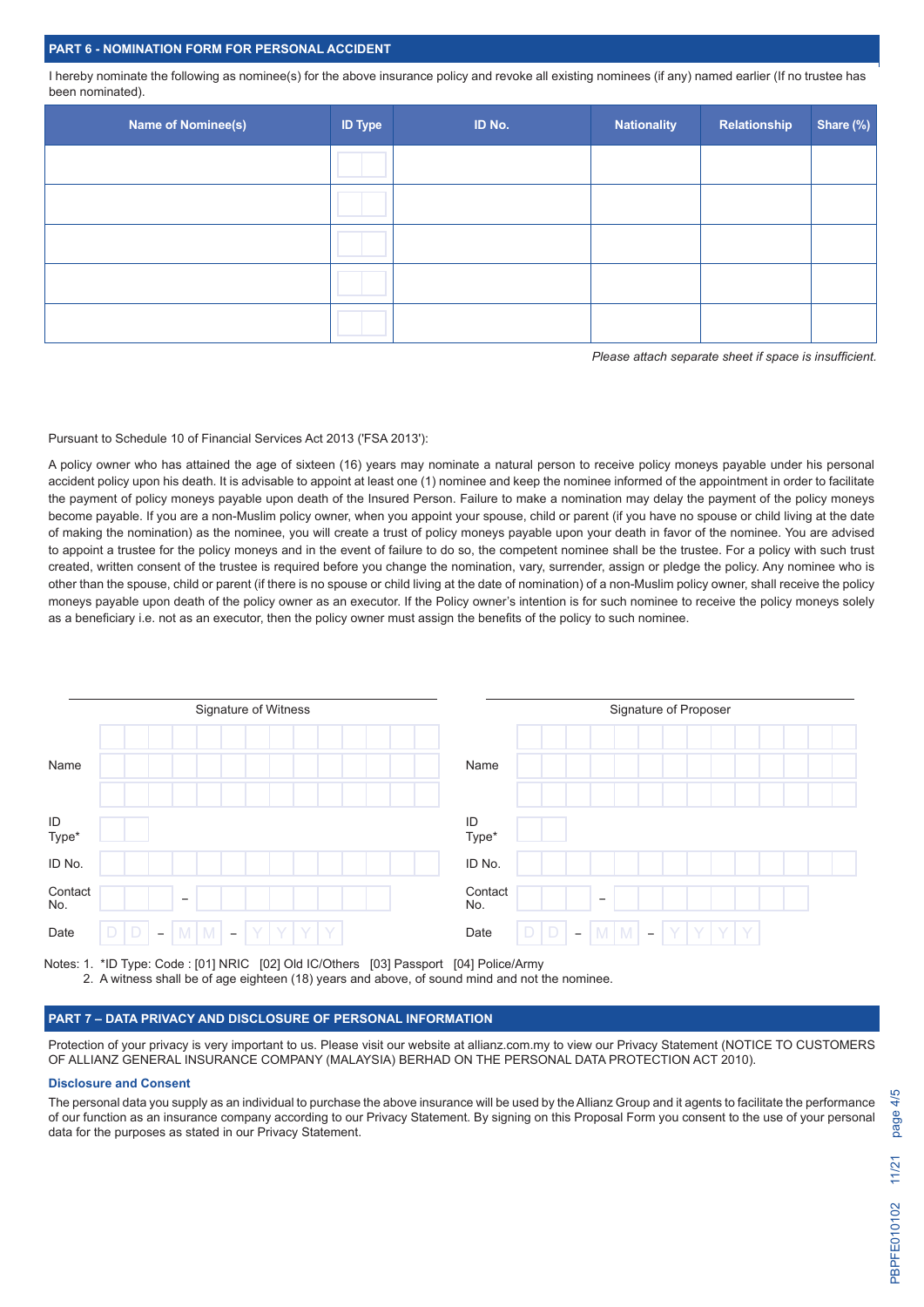## PART 6 - NOMINATION FORM FOR PERSONAL ACCIDENT

I hereby nominate the following as nominee(s) for the above insurance policy and revoke all existing nominees (if any) named earlier (If no trustee has been nominated).

| Name of Nominee(s) | ID Type | ID No. | Nationality | Relationship | Share (%) |
|---|---|---|---|---|---|
| | | | | | |
| | | | | | |
| | | | | | |
| | | | | | |
| | | | | | |

*Please attach separate sheet if space is insufficient.*

Pursuant to Schedule 10 of Financial Services Act 2013 ('FSA 2013'):

A policy owner who has attained the age of sixteen (16) years may nominate a natural person to receive policy moneys payable under his personal accident policy upon his death. It is advisable to appoint at least one (1) nominee and keep the nominee informed of the appointment in order to facilitate the payment of policy moneys payable upon death of the Insured Person. Failure to make a nomination may delay the payment of the policy moneys become payable. If you are a non-Muslim policy owner, when you appoint your spouse, child or parent (if you have no spouse or child living at the date of making the nomination) as the nominee, you will create a trust of policy moneys payable upon your death in favor of the nominee. You are advised to appoint a trustee for the policy moneys and in the event of failure to do so, the competent nominee shall be the trustee. For a policy with such trust created, written consent of the trustee is required before you change the nomination, vary, surrender, assign or pledge the policy. Any nominee who is other than the spouse, child or parent (if there is no spouse or child living at the date of nomination) of a non-Muslim policy owner, shall receive the policy moneys payable upon death of the policy owner as an executor. If the Policy owner's intention is for such nominee to receive the policy moneys solely as a beneficiary i.e. not as an executor, then the policy owner must assign the benefits of the policy to such nominee.

Signature of Witness

Name

ID Type*

ID No.

Contact No. –

Date D D – M M – Y Y Y Y

Signature of Proposer

Name

ID Type*

ID No.

Contact No. –

Date D D – M M – Y Y Y Y

Notes: 1. *ID Type: Code : [01] NRIC [02] Old IC/Others [03] Passport [04] Police/Army
2. A witness shall be of age eighteen (18) years and above, of sound mind and not the nominee.

## PART 7 – DATA PRIVACY AND DISCLOSURE OF PERSONAL INFORMATION

Protection of your privacy is very important to us. Please visit our website at allianz.com.my to view our Privacy Statement (NOTICE TO CUSTOMERS OF ALLIANZ GENERAL INSURANCE COMPANY (MALAYSIA) BERHAD ON THE PERSONAL DATA PROTECTION ACT 2010).

### Disclosure and Consent

The personal data you supply as an individual to purchase the above insurance will be used by the Allianz Group and it agents to facilitate the performance of our function as an insurance company according to our Privacy Statement. By signing on this Proposal Form you consent to the use of your personal data for the purposes as stated in our Privacy Statement.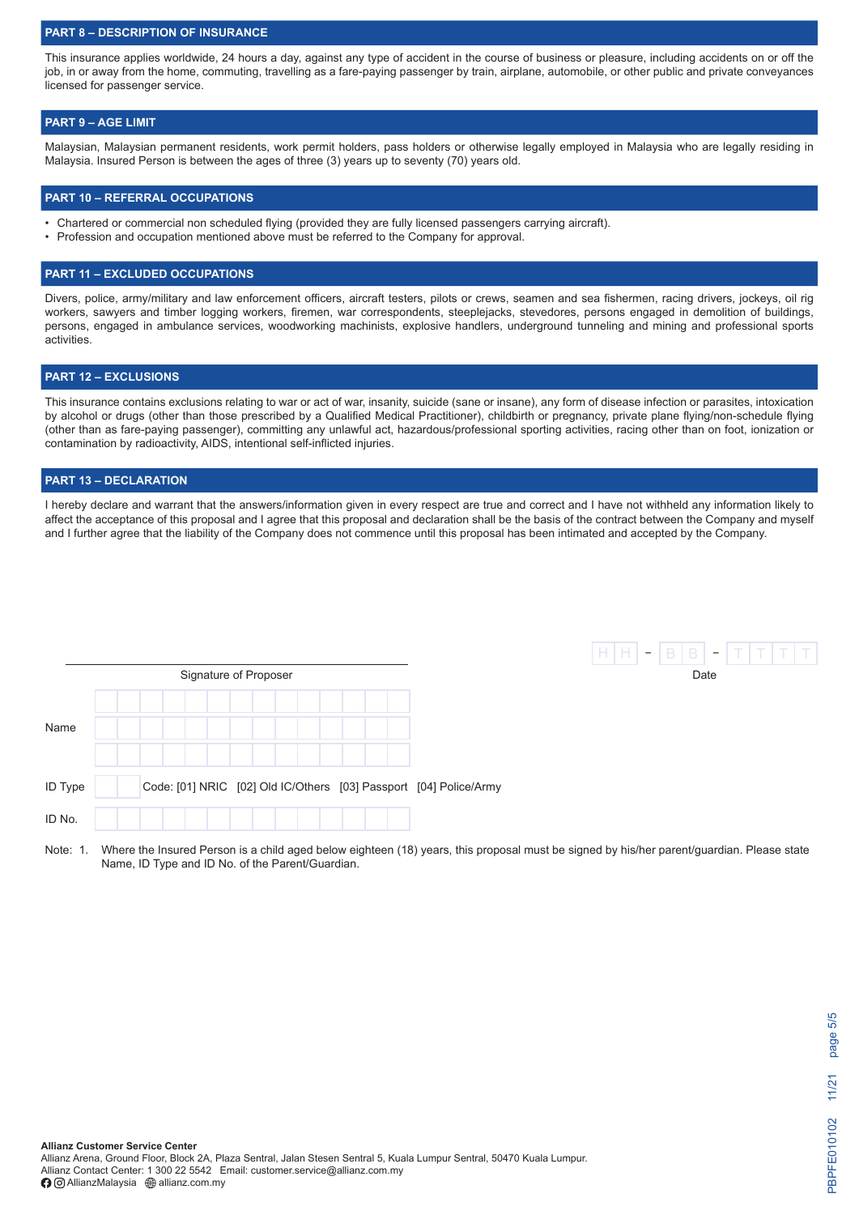## PART 8 – DESCRIPTION OF INSURANCE

This insurance applies worldwide, 24 hours a day, against any type of accident in the course of business or pleasure, including accidents on or off the job, in or away from the home, commuting, travelling as a fare-paying passenger by train, airplane, automobile, or other public and private conveyances licensed for passenger service.

## PART 9 – AGE LIMIT

Malaysian, Malaysian permanent residents, work permit holders, pass holders or otherwise legally employed in Malaysia who are legally residing in Malaysia. Insured Person is between the ages of three (3) years up to seventy (70) years old.

## PART 10 – REFERRAL OCCUPATIONS

- Chartered or commercial non scheduled flying (provided they are fully licensed passengers carrying aircraft).
- Profession and occupation mentioned above must be referred to the Company for approval.

## PART 11 – EXCLUDED OCCUPATIONS

Divers, police, army/military and law enforcement officers, aircraft testers, pilots or crews, seamen and sea fishermen, racing drivers, jockeys, oil rig workers, sawyers and timber logging workers, firemen, war correspondents, steeplejacks, stevedores, persons engaged in demolition of buildings, persons, engaged in ambulance services, woodworking machinists, explosive handlers, underground tunneling and mining and professional sports activities.

## PART 12 – EXCLUSIONS

This insurance contains exclusions relating to war or act of war, insanity, suicide (sane or insane), any form of disease infection or parasites, intoxication by alcohol or drugs (other than those prescribed by a Qualified Medical Practitioner), childbirth or pregnancy, private plane flying/non-schedule flying (other than as fare-paying passenger), committing any unlawful act, hazardous/professional sporting activities, racing other than on foot, ionization or contamination by radioactivity, AIDS, intentional self-inflicted injuries.

## PART 13 – DECLARATION

I hereby declare and warrant that the answers/information given in every respect are true and correct and I have not withheld any information likely to affect the acceptance of this proposal and I agree that this proposal and declaration shall be the basis of the contract between the Company and myself and I further agree that the liability of the Company does not commence until this proposal has been intimated and accepted by the Company.

Signature of Proposer

Date: H H - B B - T T T T

Name

ID Type — Code: [01] NRIC [02] Old IC/Others [03] Passport [04] Police/Army

ID No.

Note: 1. Where the Insured Person is a child aged below eighteen (18) years, this proposal must be signed by his/her parent/guardian. Please state Name, ID Type and ID No. of the Parent/Guardian.

**Allianz Customer Service Center**
Allianz Arena, Ground Floor, Block 2A, Plaza Sentral, Jalan Stesen Sentral 5, Kuala Lumpur Sentral, 50470 Kuala Lumpur.
Allianz Contact Center: 1 300 22 5542 Email: customer.service@allianz.com.my
AllianzMalaysia allianz.com.my

PBPFE010102 11/21